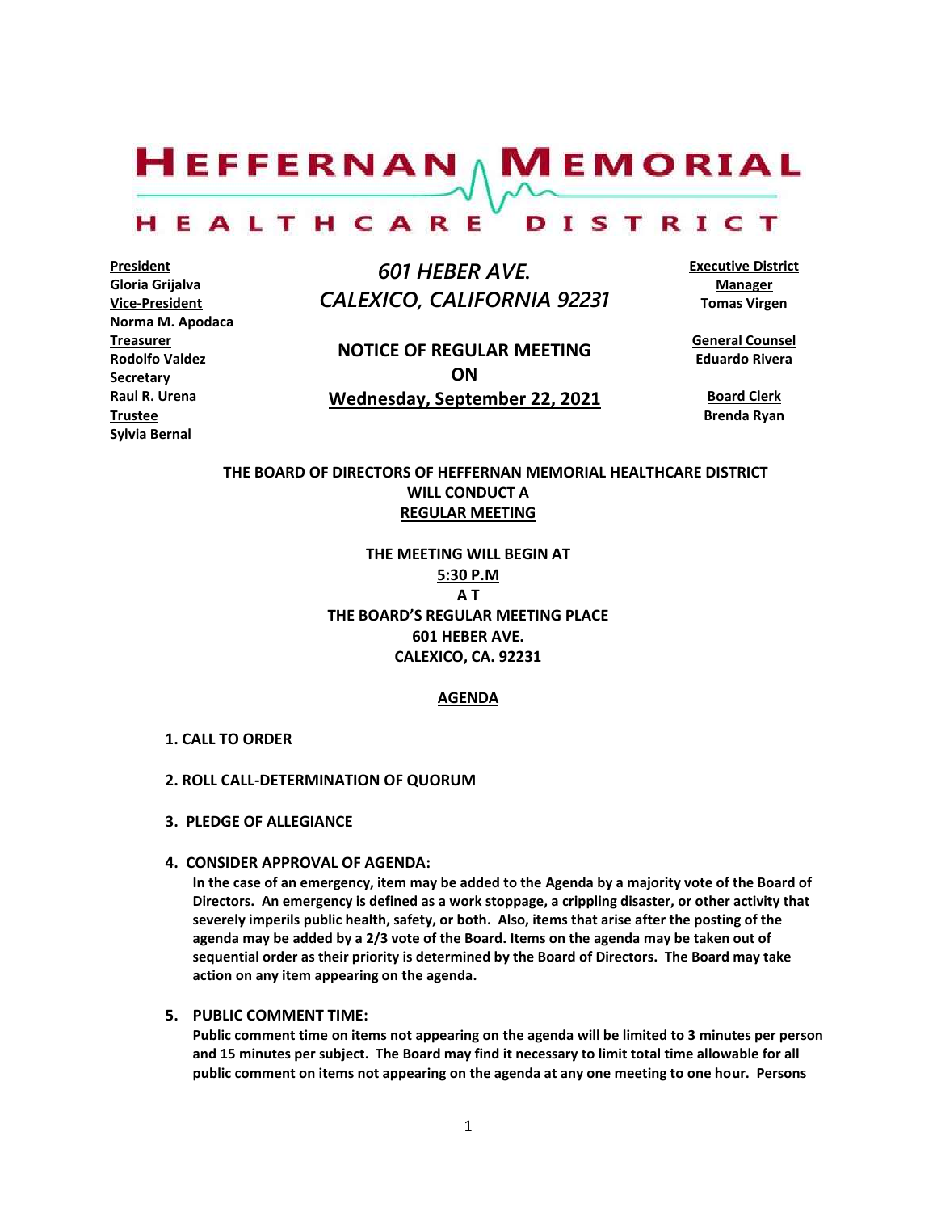# HEFFERNAN MEMORIAL HEALTHCARE DISTRICT

**President**
**Gloria Grijalva**
**Vice-President**
**Norma M. Apodaca**
**Treasurer**
**Rodolfo Valdez**
**Secretary**
**Raul R. Urena**
**Trustee**
**Sylvia Bernal**

*601 HEBER AVE.*
*CALEXICO, CALIFORNIA 92231*

**NOTICE OF REGULAR MEETING**
**ON**
**Wednesday, September 22, 2021**

**Executive District Manager**
**Tomas Virgen**

**General Counsel**
**Eduardo Rivera**

**Board Clerk**
**Brenda Ryan**

**THE BOARD OF DIRECTORS OF HEFFERNAN MEMORIAL HEALTHCARE DISTRICT WILL CONDUCT A REGULAR MEETING**

**THE MEETING WILL BEGIN AT**
**5:30 P.M**
**A T**
**THE BOARD'S REGULAR MEETING PLACE**
**601 HEBER AVE.**
**CALEXICO, CA. 92231**

## AGENDA

**1. CALL TO ORDER**

**2. ROLL CALL-DETERMINATION OF QUORUM**

**3. PLEDGE OF ALLEGIANCE**

**4. CONSIDER APPROVAL OF AGENDA:**
**In the case of an emergency, item may be added to the Agenda by a majority vote of the Board of Directors. An emergency is defined as a work stoppage, a crippling disaster, or other activity that severely imperils public health, safety, or both. Also, items that arise after the posting of the agenda may be added by a 2/3 vote of the Board. Items on the agenda may be taken out of sequential order as their priority is determined by the Board of Directors. The Board may take action on any item appearing on the agenda.**

**5. PUBLIC COMMENT TIME:**
**Public comment time on items not appearing on the agenda will be limited to 3 minutes per person and 15 minutes per subject. The Board may find it necessary to limit total time allowable for all public comment on items not appearing on the agenda at any one meeting to one hour. Persons**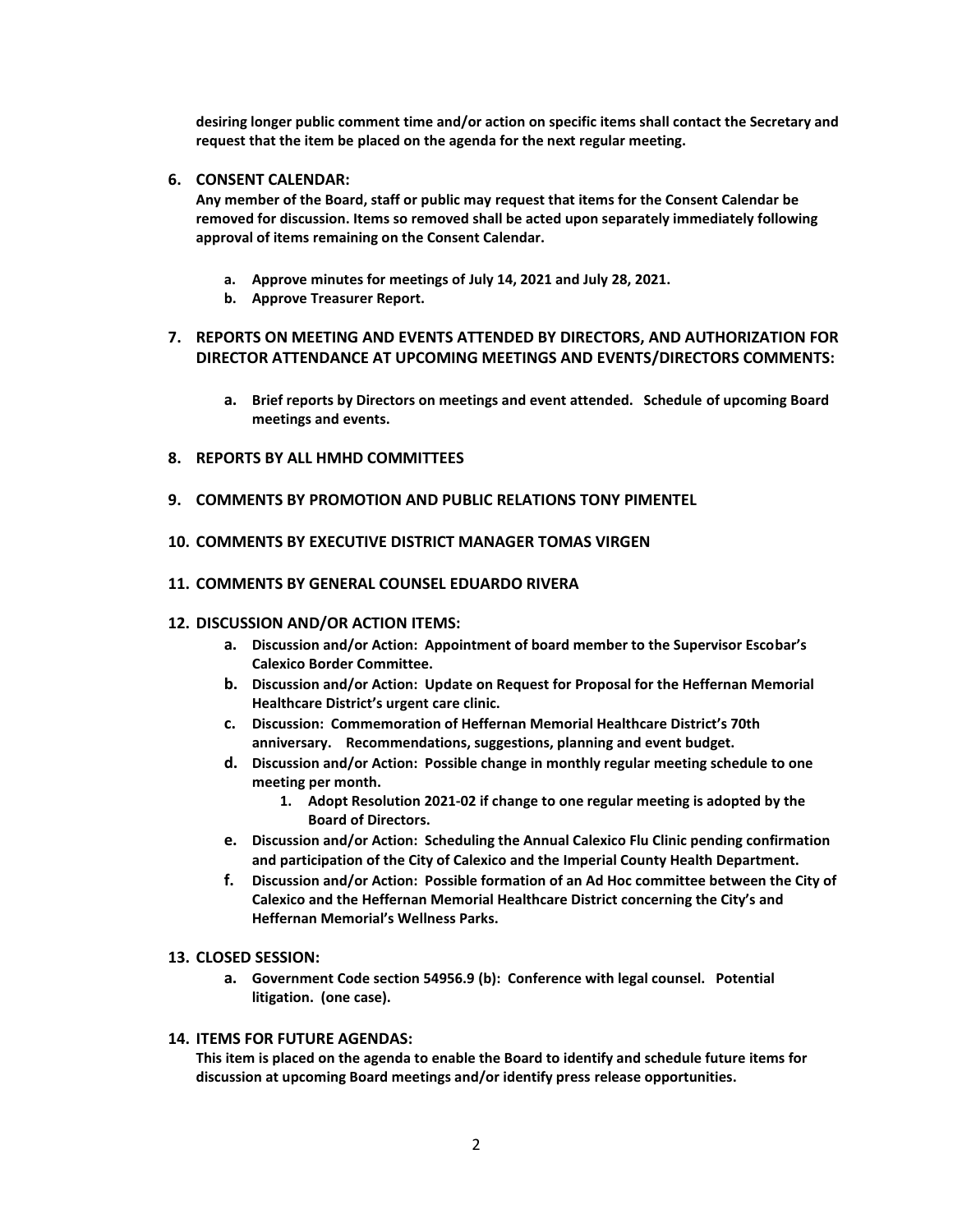**desiring longer public comment time and/or action on specific items shall contact the Secretary and request that the item be placed on the agenda for the next regular meeting.**

6. **CONSENT CALENDAR:**
   **Any member of the Board, staff or public may request that items for the Consent Calendar be removed for discussion. Items so removed shall be acted upon separately immediately following approval of items remaining on the Consent Calendar.**

   a. **Approve minutes for meetings of July 14, 2021 and July 28, 2021.**
   b. **Approve Treasurer Report.**

7. **REPORTS ON MEETING AND EVENTS ATTENDED BY DIRECTORS, AND AUTHORIZATION FOR DIRECTOR ATTENDANCE AT UPCOMING MEETINGS AND EVENTS/DIRECTORS COMMENTS:**

   a. **Brief reports by Directors on meetings and event attended. Schedule of upcoming Board meetings and events.**

8. **REPORTS BY ALL HMHD COMMITTEES**

9. **COMMENTS BY PROMOTION AND PUBLIC RELATIONS TONY PIMENTEL**

10. **COMMENTS BY EXECUTIVE DISTRICT MANAGER TOMAS VIRGEN**

11. **COMMENTS BY GENERAL COUNSEL EDUARDO RIVERA**

12. **DISCUSSION AND/OR ACTION ITEMS:**
    a. **Discussion and/or Action: Appointment of board member to the Supervisor Escobar's Calexico Border Committee.**
    b. **Discussion and/or Action: Update on Request for Proposal for the Heffernan Memorial Healthcare District's urgent care clinic.**
    c. **Discussion: Commemoration of Heffernan Memorial Healthcare District's 70th anniversary. Recommendations, suggestions, planning and event budget.**
    d. **Discussion and/or Action: Possible change in monthly regular meeting schedule to one meeting per month.**
       1. **Adopt Resolution 2021-02 if change to one regular meeting is adopted by the Board of Directors.**
    e. **Discussion and/or Action: Scheduling the Annual Calexico Flu Clinic pending confirmation and participation of the City of Calexico and the Imperial County Health Department.**
    f. **Discussion and/or Action: Possible formation of an Ad Hoc committee between the City of Calexico and the Heffernan Memorial Healthcare District concerning the City's and Heffernan Memorial's Wellness Parks.**

13. **CLOSED SESSION:**
    a. **Government Code section 54956.9 (b): Conference with legal counsel. Potential litigation. (one case).**

14. **ITEMS FOR FUTURE AGENDAS:**
    **This item is placed on the agenda to enable the Board to identify and schedule future items for discussion at upcoming Board meetings and/or identify press release opportunities.**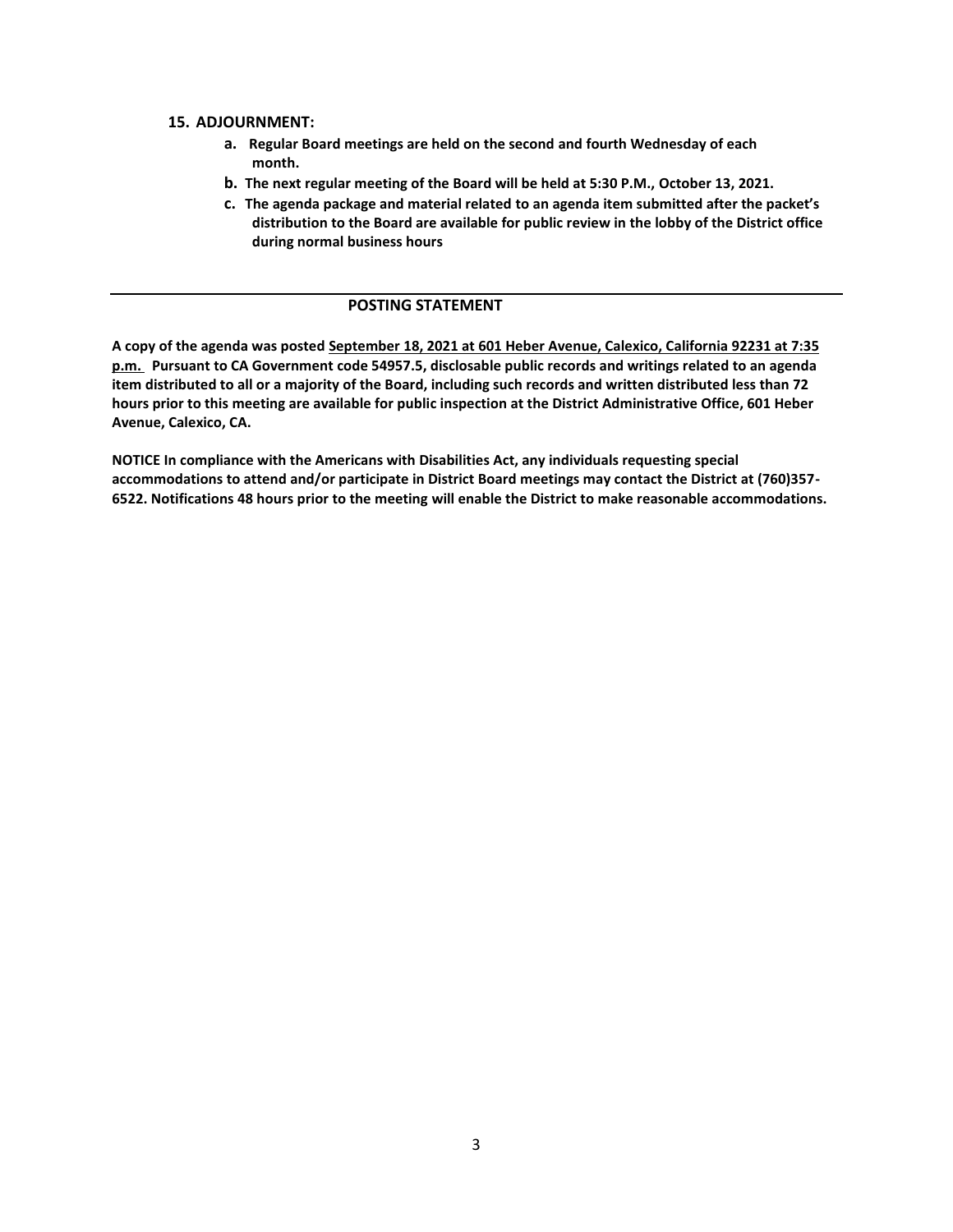**15. ADJOURNMENT:**

- **a. Regular Board meetings are held on the second and fourth Wednesday of each month.**
- **b. The next regular meeting of the Board will be held at 5:30 P.M., October 13, 2021.**
- **c. The agenda package and material related to an agenda item submitted after the packet's distribution to the Board are available for public review in the lobby of the District office during normal business hours**

---

## POSTING STATEMENT

**A copy of the agenda was posted September 18, 2021 at 601 Heber Avenue, Calexico, California 92231 at 7:35 p.m. Pursuant to CA Government code 54957.5, disclosable public records and writings related to an agenda item distributed to all or a majority of the Board, including such records and written distributed less than 72 hours prior to this meeting are available for public inspection at the District Administrative Office, 601 Heber Avenue, Calexico, CA.**

**NOTICE In compliance with the Americans with Disabilities Act, any individuals requesting special accommodations to attend and/or participate in District Board meetings may contact the District at (760)357-6522. Notifications 48 hours prior to the meeting will enable the District to make reasonable accommodations.**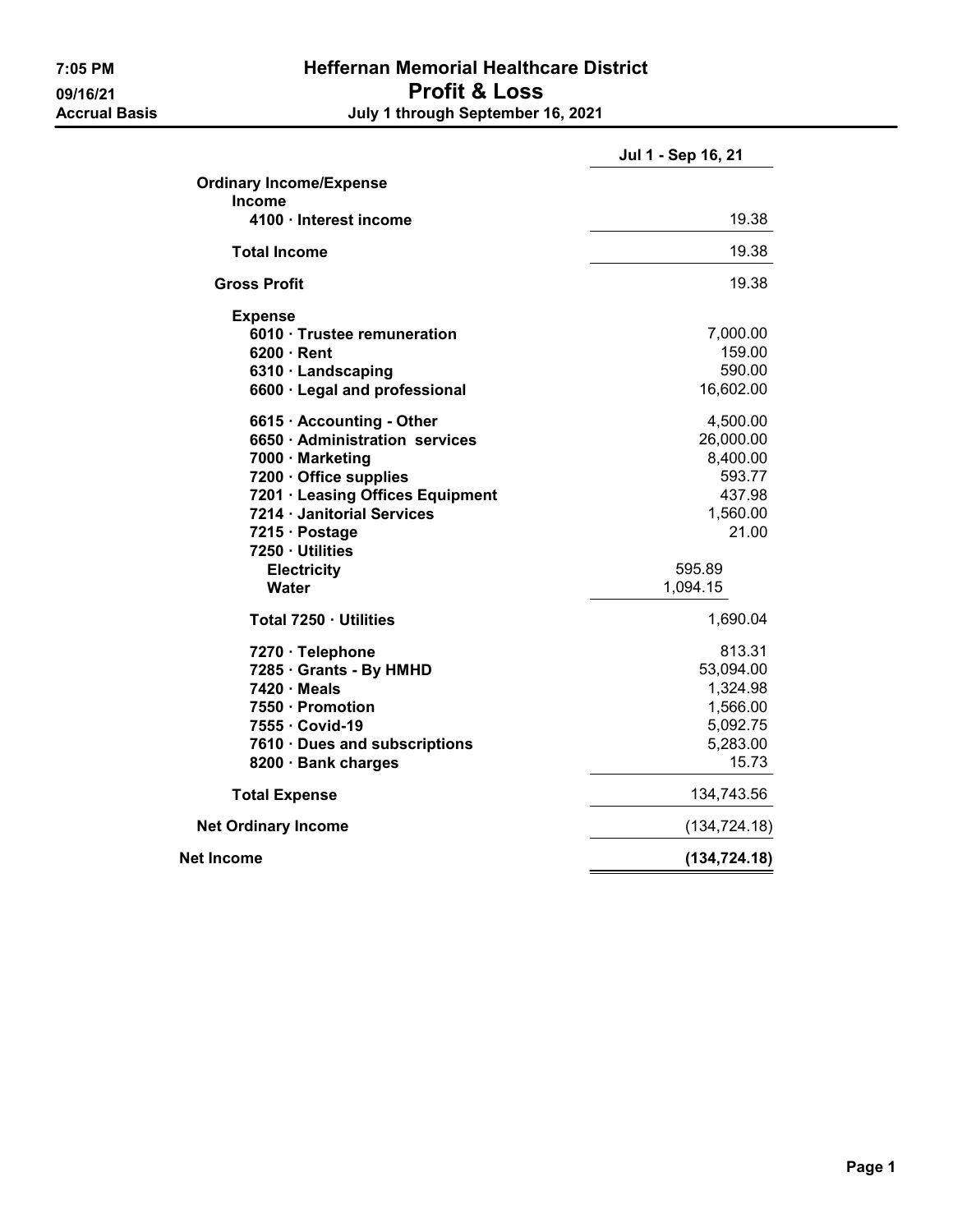7:05 PM
09/16/21
Accrual Basis

# Heffernan Memorial Healthcare District
## Profit & Loss
### July 1 through September 16, 2021

| | | Jul 1 - Sep 16, 21 |
|---|---|---|
| **Ordinary Income/Expense** | | |
| **Income** | | |
| **4100 · Interest income** | | 19.38 |
| **Total Income** | | 19.38 |
| **Gross Profit** | | 19.38 |
| **Expense** | | |
| **6010 · Trustee remuneration** | | 7,000.00 |
| **6200 · Rent** | | 159.00 |
| **6310 · Landscaping** | | 590.00 |
| **6600 · Legal and professional** | | 16,602.00 |
| **6615 · Accounting - Other** | | 4,500.00 |
| **6650 · Administration services** | | 26,000.00 |
| **7000 · Marketing** | | 8,400.00 |
| **7200 · Office supplies** | | 593.77 |
| **7201 · Leasing Offices Equipment** | | 437.98 |
| **7214 · Janitorial Services** | | 1,560.00 |
| **7215 · Postage** | | 21.00 |
| **7250 · Utilities** | | |
| **Electricity** | 595.89 | |
| **Water** | 1,094.15 | |
| **Total 7250 · Utilities** | | 1,690.04 |
| **7270 · Telephone** | | 813.31 |
| **7285 · Grants - By HMHD** | | 53,094.00 |
| **7420 · Meals** | | 1,324.98 |
| **7550 · Promotion** | | 1,566.00 |
| **7555 · Covid-19** | | 5,092.75 |
| **7610 · Dues and subscriptions** | | 5,283.00 |
| **8200 · Bank charges** | | 15.73 |
| **Total Expense** | | 134,743.56 |
| **Net Ordinary Income** | | (134,724.18) |
| **Net Income** | | **(134,724.18)** |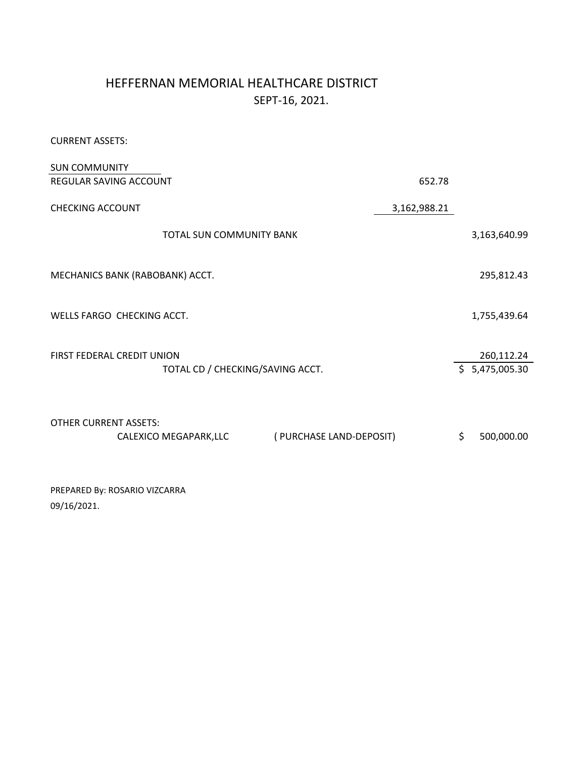# HEFFERNAN MEMORIAL HEALTHCARE DISTRICT

SEPT-16, 2021.

CURRENT ASSETS:

| | | | |
|---|---|---|---|
| SUN COMMUNITY | | | |
| REGULAR SAVING ACCOUNT | | 652.78 | |
| CHECKING ACCOUNT | | 3,162,988.21 | |
| TOTAL SUN COMMUNITY BANK | | | 3,163,640.99 |
| MECHANICS BANK (RABOBANK) ACCT. | | | 295,812.43 |
| WELLS FARGO CHECKING ACCT. | | | 1,755,439.64 |
| FIRST FEDERAL CREDIT UNION | | | 260,112.24 |
| TOTAL CD / CHECKING/SAVING ACCT. | | | $ 5,475,005.30 |
| OTHER CURRENT ASSETS: | | | |
| CALEXICO MEGAPARK,LLC | ( PURCHASE LAND-DEPOSIT) | | $ 500,000.00 |

PREPARED By: ROSARIO VIZCARRA
09/16/2021.